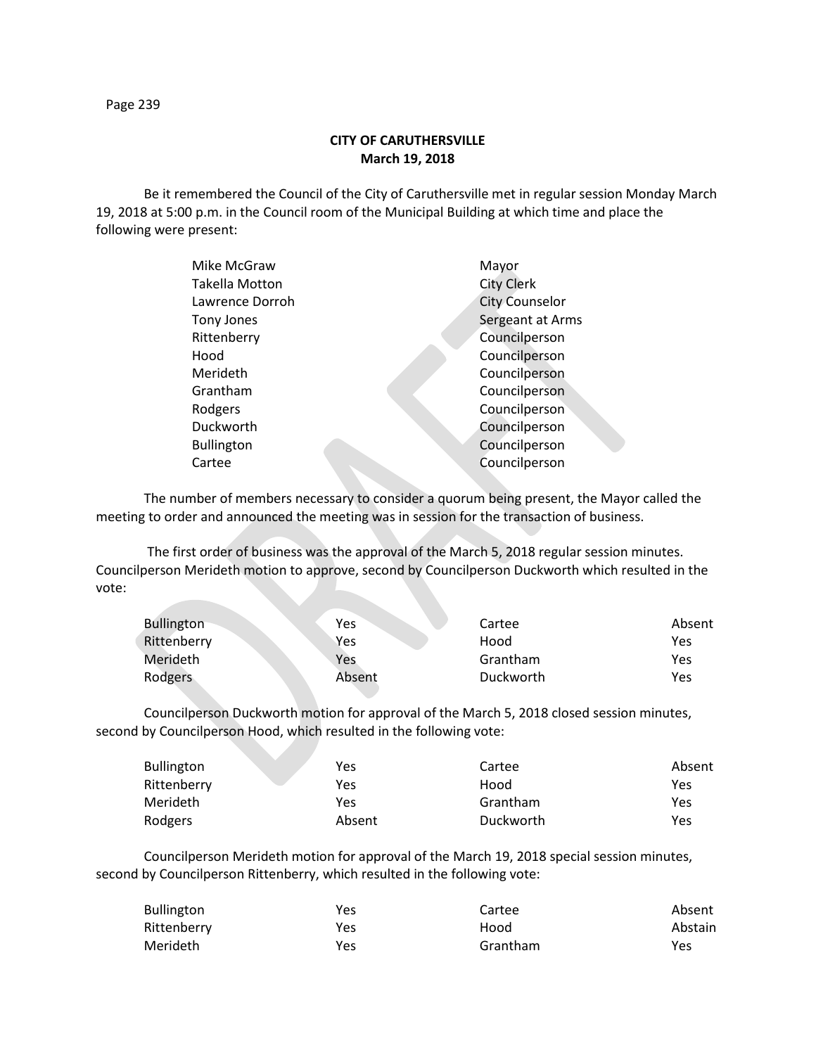**CITY OF CARUTHERSVILLE**
**March 19, 2018**

Be it remembered the Council of the City of Caruthersville met in regular session Monday March 19, 2018 at 5:00 p.m. in the Council room of the Municipal Building at which time and place the following were present:

| | |
|---|---|
| Mike McGraw | Mayor |
| Takella Motton | City Clerk |
| Lawrence Dorroh | City Counselor |
| Tony Jones | Sergeant at Arms |
| Rittenberry | Councilperson |
| Hood | Councilperson |
| Merideth | Councilperson |
| Grantham | Councilperson |
| Rodgers | Councilperson |
| Duckworth | Councilperson |
| Bullington | Councilperson |
| Cartee | Councilperson |

The number of members necessary to consider a quorum being present, the Mayor called the meeting to order and announced the meeting was in session for the transaction of business.

The first order of business was the approval of the March 5, 2018 regular session minutes. Councilperson Merideth motion to approve, second by Councilperson Duckworth which resulted in the vote:

| | | | |
|---|---|---|---|
| Bullington | Yes | Cartee | Absent |
| Rittenberry | Yes | Hood | Yes |
| Merideth | Yes | Grantham | Yes |
| Rodgers | Absent | Duckworth | Yes |

Councilperson Duckworth motion for approval of the March 5, 2018 closed session minutes, second by Councilperson Hood, which resulted in the following vote:

| | | | |
|---|---|---|---|
| Bullington | Yes | Cartee | Absent |
| Rittenberry | Yes | Hood | Yes |
| Merideth | Yes | Grantham | Yes |
| Rodgers | Absent | Duckworth | Yes |

Councilperson Merideth motion for approval of the March 19, 2018 special session minutes, second by Councilperson Rittenberry, which resulted in the following vote:

| | | | |
|---|---|---|---|
| Bullington | Yes | Cartee | Absent |
| Rittenberry | Yes | Hood | Abstain |
| Merideth | Yes | Grantham | Yes |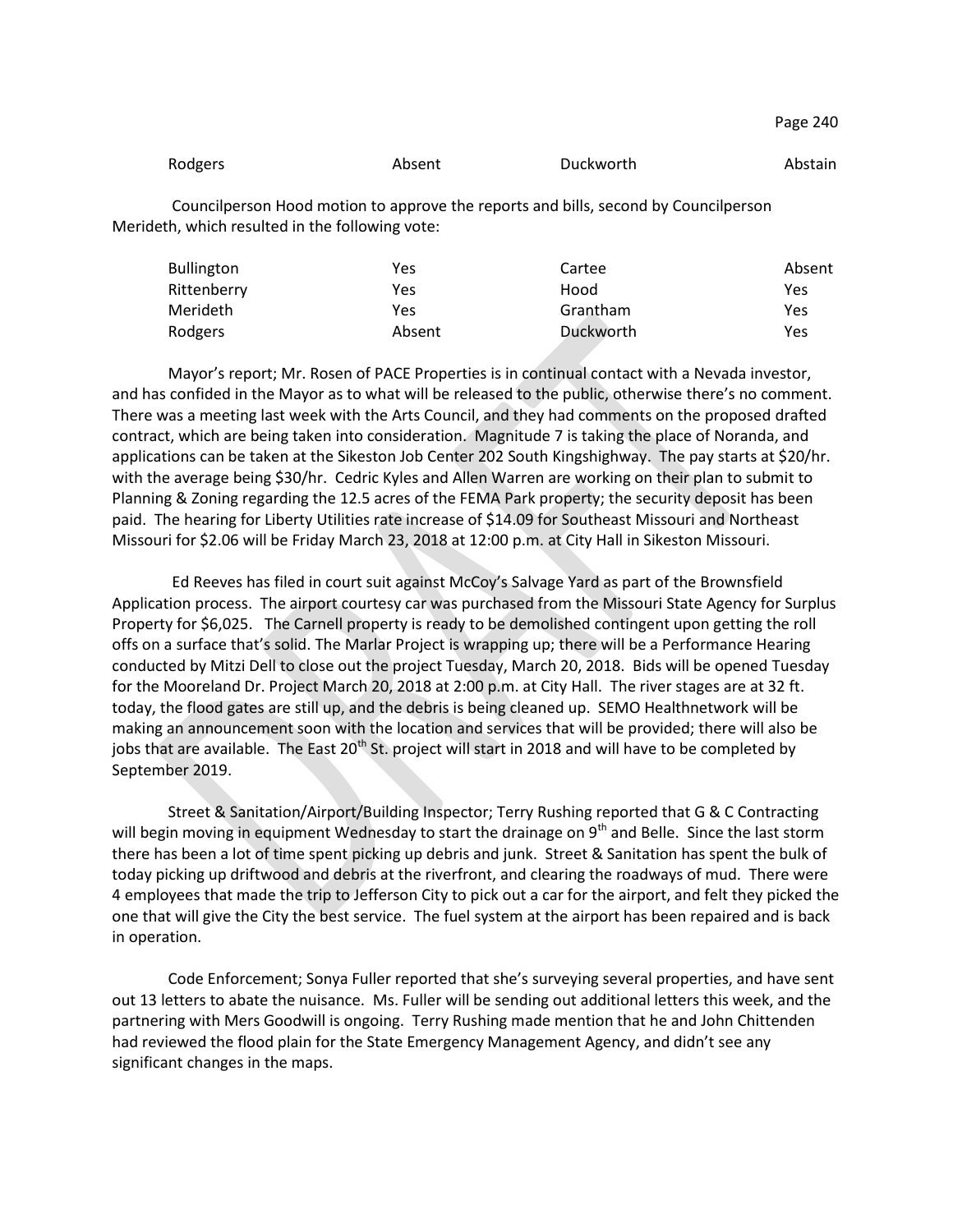| Rodgers | Absent | Duckworth | Abstain |
|---|---|---|---|

Councilperson Hood motion to approve the reports and bills, second by Councilperson Merideth, which resulted in the following vote:

| Bullington | Yes | Cartee | Absent |
|---|---|---|---|
| Rittenberry | Yes | Hood | Yes |
| Merideth | Yes | Grantham | Yes |
| Rodgers | Absent | Duckworth | Yes |

Mayor's report; Mr. Rosen of PACE Properties is in continual contact with a Nevada investor, and has confided in the Mayor as to what will be released to the public, otherwise there's no comment. There was a meeting last week with the Arts Council, and they had comments on the proposed drafted contract, which are being taken into consideration. Magnitude 7 is taking the place of Noranda, and applications can be taken at the Sikeston Job Center 202 South Kingshighway. The pay starts at $20/hr. with the average being $30/hr. Cedric Kyles and Allen Warren are working on their plan to submit to Planning & Zoning regarding the 12.5 acres of the FEMA Park property; the security deposit has been paid. The hearing for Liberty Utilities rate increase of $14.09 for Southeast Missouri and Northeast Missouri for $2.06 will be Friday March 23, 2018 at 12:00 p.m. at City Hall in Sikeston Missouri.

Ed Reeves has filed in court suit against McCoy's Salvage Yard as part of the Brownsfield Application process. The airport courtesy car was purchased from the Missouri State Agency for Surplus Property for $6,025. The Carnell property is ready to be demolished contingent upon getting the roll offs on a surface that's solid. The Marlar Project is wrapping up; there will be a Performance Hearing conducted by Mitzi Dell to close out the project Tuesday, March 20, 2018. Bids will be opened Tuesday for the Mooreland Dr. Project March 20, 2018 at 2:00 p.m. at City Hall. The river stages are at 32 ft. today, the flood gates are still up, and the debris is being cleaned up. SEMO Healthnetwork will be making an announcement soon with the location and services that will be provided; there will also be jobs that are available. The East 20th St. project will start in 2018 and will have to be completed by September 2019.

Street & Sanitation/Airport/Building Inspector; Terry Rushing reported that G & C Contracting will begin moving in equipment Wednesday to start the drainage on 9th and Belle. Since the last storm there has been a lot of time spent picking up debris and junk. Street & Sanitation has spent the bulk of today picking up driftwood and debris at the riverfront, and clearing the roadways of mud. There were 4 employees that made the trip to Jefferson City to pick out a car for the airport, and felt they picked the one that will give the City the best service. The fuel system at the airport has been repaired and is back in operation.

Code Enforcement; Sonya Fuller reported that she's surveying several properties, and have sent out 13 letters to abate the nuisance. Ms. Fuller will be sending out additional letters this week, and the partnering with Mers Goodwill is ongoing. Terry Rushing made mention that he and John Chittenden had reviewed the flood plain for the State Emergency Management Agency, and didn't see any significant changes in the maps.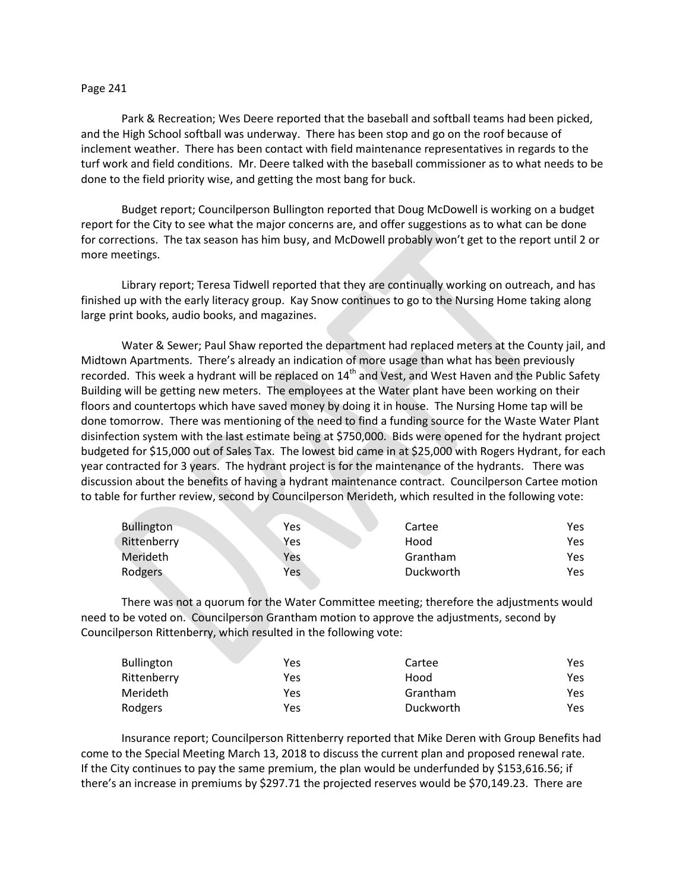Park & Recreation; Wes Deere reported that the baseball and softball teams had been picked, and the High School softball was underway. There has been stop and go on the roof because of inclement weather. There has been contact with field maintenance representatives in regards to the turf work and field conditions. Mr. Deere talked with the baseball commissioner as to what needs to be done to the field priority wise, and getting the most bang for buck.

Budget report; Councilperson Bullington reported that Doug McDowell is working on a budget report for the City to see what the major concerns are, and offer suggestions as to what can be done for corrections. The tax season has him busy, and McDowell probably won't get to the report until 2 or more meetings.

Library report; Teresa Tidwell reported that they are continually working on outreach, and has finished up with the early literacy group. Kay Snow continues to go to the Nursing Home taking along large print books, audio books, and magazines.

Water & Sewer; Paul Shaw reported the department had replaced meters at the County jail, and Midtown Apartments. There's already an indication of more usage than what has been previously recorded. This week a hydrant will be replaced on 14th and Vest, and West Haven and the Public Safety Building will be getting new meters. The employees at the Water plant have been working on their floors and countertops which have saved money by doing it in house. The Nursing Home tap will be done tomorrow. There was mentioning of the need to find a funding source for the Waste Water Plant disinfection system with the last estimate being at $750,000. Bids were opened for the hydrant project budgeted for $15,000 out of Sales Tax. The lowest bid came in at $25,000 with Rogers Hydrant, for each year contracted for 3 years. The hydrant project is for the maintenance of the hydrants. There was discussion about the benefits of having a hydrant maintenance contract. Councilperson Cartee motion to table for further review, second by Councilperson Merideth, which resulted in the following vote:

| | | | |
|---|---|---|---|
| Bullington | Yes | Cartee | Yes |
| Rittenberry | Yes | Hood | Yes |
| Merideth | Yes | Grantham | Yes |
| Rodgers | Yes | Duckworth | Yes |

There was not a quorum for the Water Committee meeting; therefore the adjustments would need to be voted on. Councilperson Grantham motion to approve the adjustments, second by Councilperson Rittenberry, which resulted in the following vote:

| | | | |
|---|---|---|---|
| Bullington | Yes | Cartee | Yes |
| Rittenberry | Yes | Hood | Yes |
| Merideth | Yes | Grantham | Yes |
| Rodgers | Yes | Duckworth | Yes |

Insurance report; Councilperson Rittenberry reported that Mike Deren with Group Benefits had come to the Special Meeting March 13, 2018 to discuss the current plan and proposed renewal rate. If the City continues to pay the same premium, the plan would be underfunded by $153,616.56; if there's an increase in premiums by $297.71 the projected reserves would be $70,149.23. There are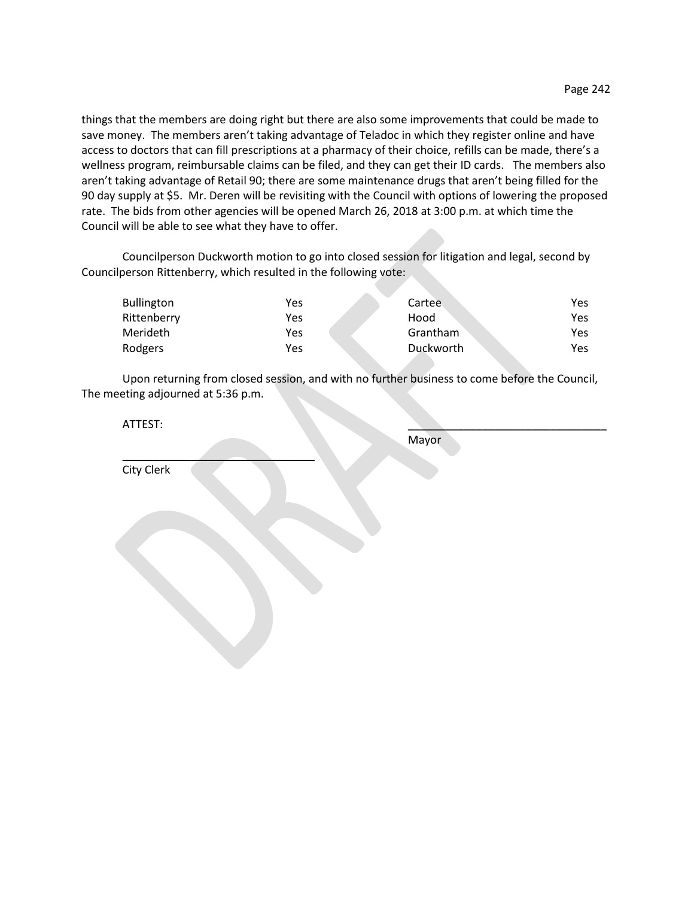things that the members are doing right but there are also some improvements that could be made to save money. The members aren't taking advantage of Teladoc in which they register online and have access to doctors that can fill prescriptions at a pharmacy of their choice, refills can be made, there's a wellness program, reimbursable claims can be filed, and they can get their ID cards. The members also aren't taking advantage of Retail 90; there are some maintenance drugs that aren't being filled for the 90 day supply at $5. Mr. Deren will be revisiting with the Council with options of lowering the proposed rate. The bids from other agencies will be opened March 26, 2018 at 3:00 p.m. at which time the Council will be able to see what they have to offer.

Councilperson Duckworth motion to go into closed session for litigation and legal, second by Councilperson Rittenberry, which resulted in the following vote:

| | | | |
|---|---|---|---|
| Bullington | Yes | Cartee | Yes |
| Rittenberry | Yes | Hood | Yes |
| Merideth | Yes | Grantham | Yes |
| Rodgers | Yes | Duckworth | Yes |

Upon returning from closed session, and with no further business to come before the Council, The meeting adjourned at 5:36 p.m.

ATTEST:

_______________________________
Mayor

_______________________________
City Clerk

DRAFT